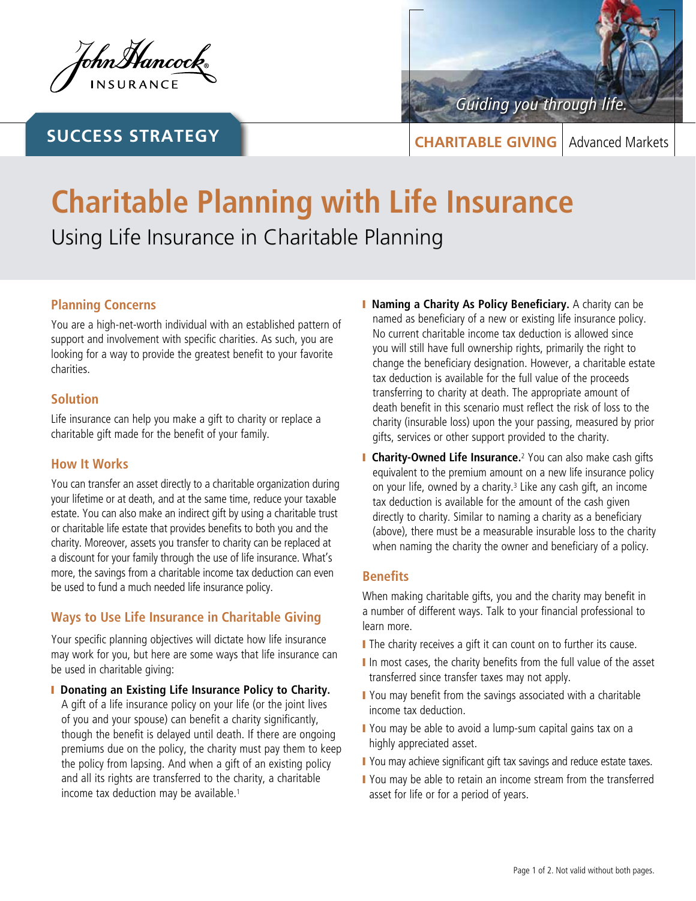John Hancock INSURANCE

*Guiding you through life.*

**SUCCESS STRATEGY**

**CHARITABLE GIVING** | Advanced Markets

# Charitable Planning with Life Insurance

## Using Life Insurance in Charitable Planning

### Planning Concerns

You are a high-net-worth individual with an established pattern of support and involvement with specific charities. As such, you are looking for a way to provide the greatest benefit to your favorite charities.

### Solution

Life insurance can help you make a gift to charity or replace a charitable gift made for the benefit of your family.

### How It Works

You can transfer an asset directly to a charitable organization during your lifetime or at death, and at the same time, reduce your taxable estate. You can also make an indirect gift by using a charitable trust or charitable life estate that provides benefits to both you and the charity. Moreover, assets you transfer to charity can be replaced at a discount for your family through the use of life insurance. What's more, the savings from a charitable income tax deduction can even be used to fund a much needed life insurance policy.

### Ways to Use Life Insurance in Charitable Giving

Your specific planning objectives will dictate how life insurance may work for you, but here are some ways that life insurance can be used in charitable giving:

- **Donating an Existing Life Insurance Policy to Charity.** A gift of a life insurance policy on your life (or the joint lives of you and your spouse) can benefit a charity significantly, though the benefit is delayed until death. If there are ongoing premiums due on the policy, the charity must pay them to keep the policy from lapsing. And when a gift of an existing policy and all its rights are transferred to the charity, a charitable income tax deduction may be available.[1]
- **Naming a Charity As Policy Beneficiary.** A charity can be named as beneficiary of a new or existing life insurance policy. No current charitable income tax deduction is allowed since you will still have full ownership rights, primarily the right to change the beneficiary designation. However, a charitable estate tax deduction is available for the full value of the proceeds transferring to charity at death. The appropriate amount of death benefit in this scenario must reflect the risk of loss to the charity (insurable loss) upon the your passing, measured by prior gifts, services or other support provided to the charity.
- **Charity-Owned Life Insurance.**[2] You can also make cash gifts equivalent to the premium amount on a new life insurance policy on your life, owned by a charity.[3] Like any cash gift, an income tax deduction is available for the amount of the cash given directly to charity. Similar to naming a charity as a beneficiary (above), there must be a measurable insurable loss to the charity when naming the charity the owner and beneficiary of a policy.

### Benefits

When making charitable gifts, you and the charity may benefit in a number of different ways. Talk to your financial professional to learn more.

- The charity receives a gift it can count on to further its cause.
- In most cases, the charity benefits from the full value of the asset transferred since transfer taxes may not apply.
- You may benefit from the savings associated with a charitable income tax deduction.
- You may be able to avoid a lump-sum capital gains tax on a highly appreciated asset.
- You may achieve significant gift tax savings and reduce estate taxes.
- You may be able to retain an income stream from the transferred asset for life or for a period of years.

Not valid without both pages.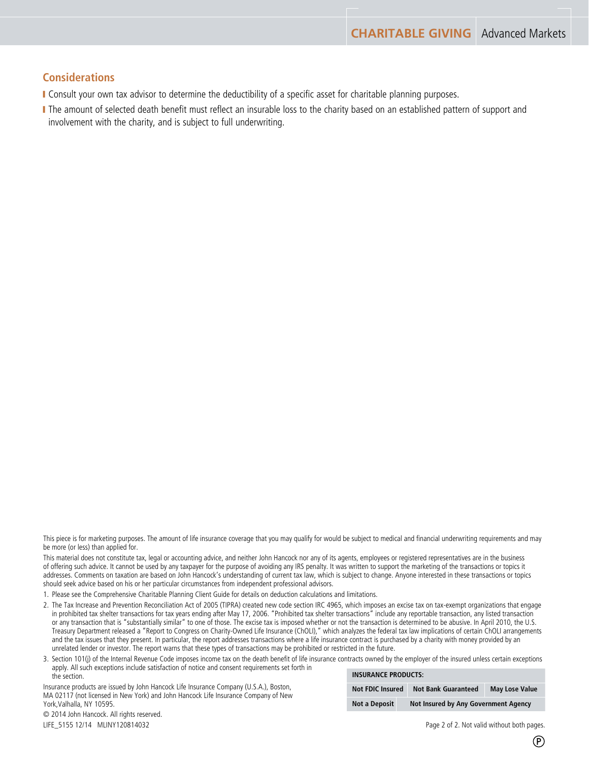## Considerations

- Consult your own tax advisor to determine the deductibility of a specific asset for charitable planning purposes.
- The amount of selected death benefit must reflect an insurable loss to the charity based on an established pattern of support and involvement with the charity, and is subject to full underwriting.

This piece is for marketing purposes. The amount of life insurance coverage that you may qualify for would be subject to medical and financial underwriting requirements and may be more (or less) than applied for.

This material does not constitute tax, legal or accounting advice, and neither John Hancock nor any of its agents, employees or registered representatives are in the business of offering such advice. It cannot be used by any taxpayer for the purpose of avoiding any IRS penalty. It was written to support the marketing of the transactions or topics it addresses. Comments on taxation are based on John Hancock's understanding of current tax law, which is subject to change. Anyone interested in these transactions or topics should seek advice based on his or her particular circumstances from independent professional advisors.

1. Please see the Comprehensive Charitable Planning Client Guide for details on deduction calculations and limitations.
2. The Tax Increase and Prevention Reconciliation Act of 2005 (TIPRA) created new code section IRC 4965, which imposes an excise tax on tax-exempt organizations that engage in prohibited tax shelter transactions for tax years ending after May 17, 2006. "Prohibited tax shelter transactions" include any reportable transaction, any listed transaction or any transaction that is "substantially similar" to one of those. The excise tax is imposed whether or not the transaction is determined to be abusive. In April 2010, the U.S. Treasury Department released a "Report to Congress on Charity-Owned Life Insurance (ChOLI)," which analyzes the federal tax law implications of certain ChOLI arrangements and the tax issues that they present. In particular, the report addresses transactions where a life insurance contract is purchased by a charity with money provided by an unrelated lender or investor. The report warns that these types of transactions may be prohibited or restricted in the future.
3. Section 101(j) of the Internal Revenue Code imposes income tax on the death benefit of life insurance contracts owned by the employer of the insured unless certain exceptions apply. All such exceptions include satisfaction of notice and consent requirements set forth in the section.

Insurance products are issued by John Hancock Life Insurance Company (U.S.A.), Boston, MA 02117 (not licensed in New York) and John Hancock Life Insurance Company of New York,Valhalla, NY 10595.

© 2014 John Hancock. All rights reserved.

LIFE_5155 12/14 MLINY120814032

| INSURANCE PRODUCTS: | | |
|---|---|---|
| Not FDIC Insured | Not Bank Guaranteed | May Lose Value |
| Not a Deposit | Not Insured by Any Government Agency | |

Not valid without both pages.